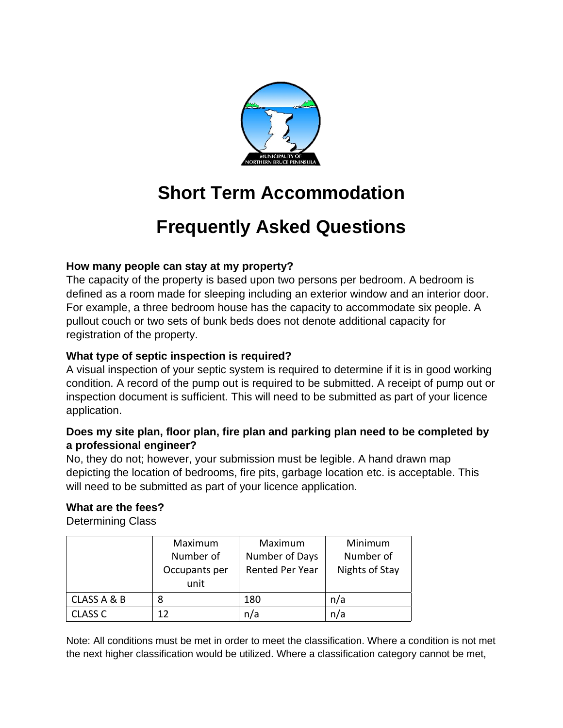# Short Term Accommodation

# Frequently Asked Questions

**How many people can stay at my property?**

The capacity of the property is based upon two persons per bedroom. A bedroom is defined as a room made for sleeping including an exterior window and an interior door. For example, a three bedroom house has the capacity to accommodate six people. A pullout couch or two sets of bunk beds does not denote additional capacity for registration of the property.

**What type of septic inspection is required?**

A visual inspection of your septic system is required to determine if it is in good working condition. A record of the pump out is required to be submitted. A receipt of pump out or inspection document is sufficient. This will need to be submitted as part of your licence application.

**Does my site plan, floor plan, fire plan and parking plan need to be completed by a professional engineer?**

No, they do not; however, your submission must be legible. A hand drawn map depicting the location of bedrooms, fire pits, garbage location etc. is acceptable. This will need to be submitted as part of your licence application.

**What are the fees?**

Determining Class

| | Maximum Number of Occupants per unit | Maximum Number of Days Rented Per Year | Minimum Number of Nights of Stay |
|---|---|---|---|
| CLASS A & B | 8 | 180 | n/a |
| CLASS C | 12 | n/a | n/a |

Note: All conditions must be met in order to meet the classification. Where a condition is not met the next higher classification would be utilized. Where a classification category cannot be met,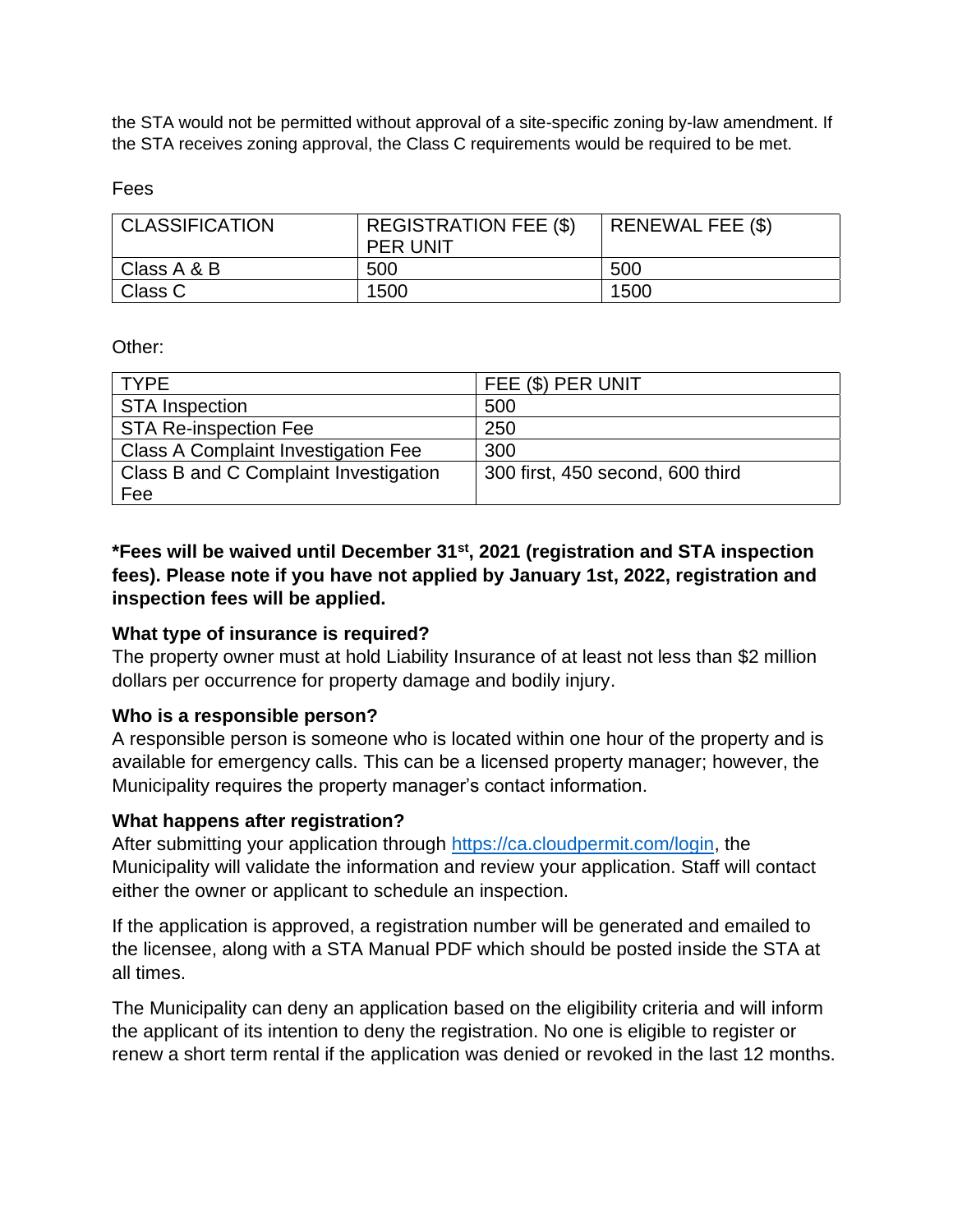the STA would not be permitted without approval of a site-specific zoning by-law amendment. If the STA receives zoning approval, the Class C requirements would be required to be met.

Fees

| CLASSIFICATION | REGISTRATION FEE ($) PER UNIT | RENEWAL FEE ($) |
| --- | --- | --- |
| Class A & B | 500 | 500 |
| Class C | 1500 | 1500 |

Other:

| TYPE | FEE ($) PER UNIT |
| --- | --- |
| STA Inspection | 500 |
| STA Re-inspection Fee | 250 |
| Class A Complaint Investigation Fee | 300 |
| Class B and C Complaint Investigation Fee | 300 first, 450 second, 600 third |

**\*Fees will be waived until December 31st, 2021 (registration and STA inspection fees). Please note if you have not applied by January 1st, 2022, registration and inspection fees will be applied.**

**What type of insurance is required?**
The property owner must at hold Liability Insurance of at least not less than $2 million dollars per occurrence for property damage and bodily injury.

**Who is a responsible person?**
A responsible person is someone who is located within one hour of the property and is available for emergency calls. This can be a licensed property manager; however, the Municipality requires the property manager's contact information.

**What happens after registration?**
After submitting your application through [https://ca.cloudpermit.com/login](https://ca.cloudpermit.com/login), the Municipality will validate the information and review your application. Staff will contact either the owner or applicant to schedule an inspection.

If the application is approved, a registration number will be generated and emailed to the licensee, along with a STA Manual PDF which should be posted inside the STA at all times.

The Municipality can deny an application based on the eligibility criteria and will inform the applicant of its intention to deny the registration. No one is eligible to register or renew a short term rental if the application was denied or revoked in the last 12 months.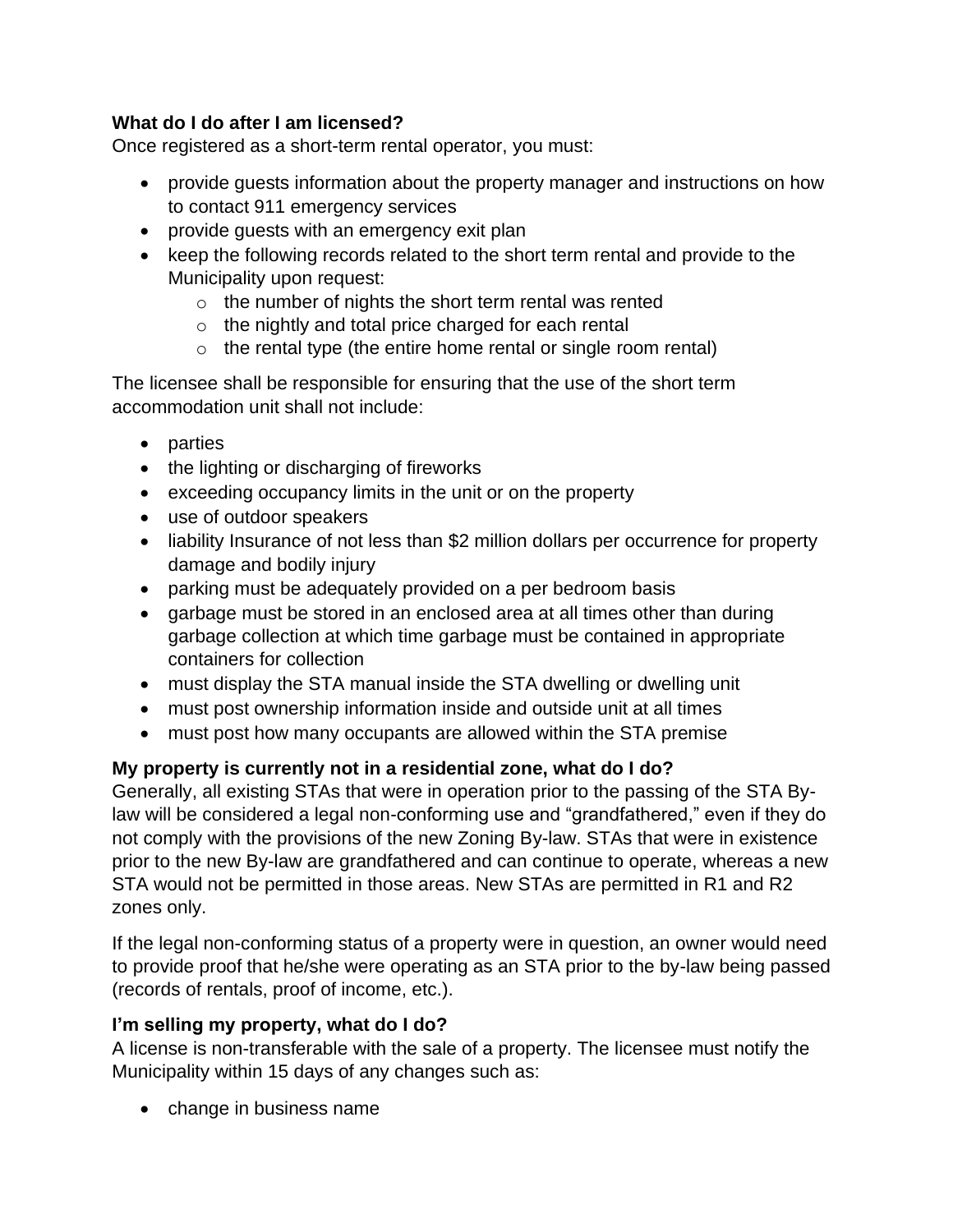**What do I do after I am licensed?**

Once registered as a short-term rental operator, you must:

- provide guests information about the property manager and instructions on how to contact 911 emergency services
- provide guests with an emergency exit plan
- keep the following records related to the short term rental and provide to the Municipality upon request:
  - the number of nights the short term rental was rented
  - the nightly and total price charged for each rental
  - the rental type (the entire home rental or single room rental)

The licensee shall be responsible for ensuring that the use of the short term accommodation unit shall not include:

- parties
- the lighting or discharging of fireworks
- exceeding occupancy limits in the unit or on the property
- use of outdoor speakers
- liability Insurance of not less than $2 million dollars per occurrence for property damage and bodily injury
- parking must be adequately provided on a per bedroom basis
- garbage must be stored in an enclosed area at all times other than during garbage collection at which time garbage must be contained in appropriate containers for collection
- must display the STA manual inside the STA dwelling or dwelling unit
- must post ownership information inside and outside unit at all times
- must post how many occupants are allowed within the STA premise

**My property is currently not in a residential zone, what do I do?**

Generally, all existing STAs that were in operation prior to the passing of the STA By-law will be considered a legal non-conforming use and "grandfathered," even if they do not comply with the provisions of the new Zoning By-law. STAs that were in existence prior to the new By-law are grandfathered and can continue to operate, whereas a new STA would not be permitted in those areas. New STAs are permitted in R1 and R2 zones only.

If the legal non-conforming status of a property were in question, an owner would need to provide proof that he/she were operating as an STA prior to the by-law being passed (records of rentals, proof of income, etc.).

**I'm selling my property, what do I do?**

A license is non-transferable with the sale of a property. The licensee must notify the Municipality within 15 days of any changes such as:

- change in business name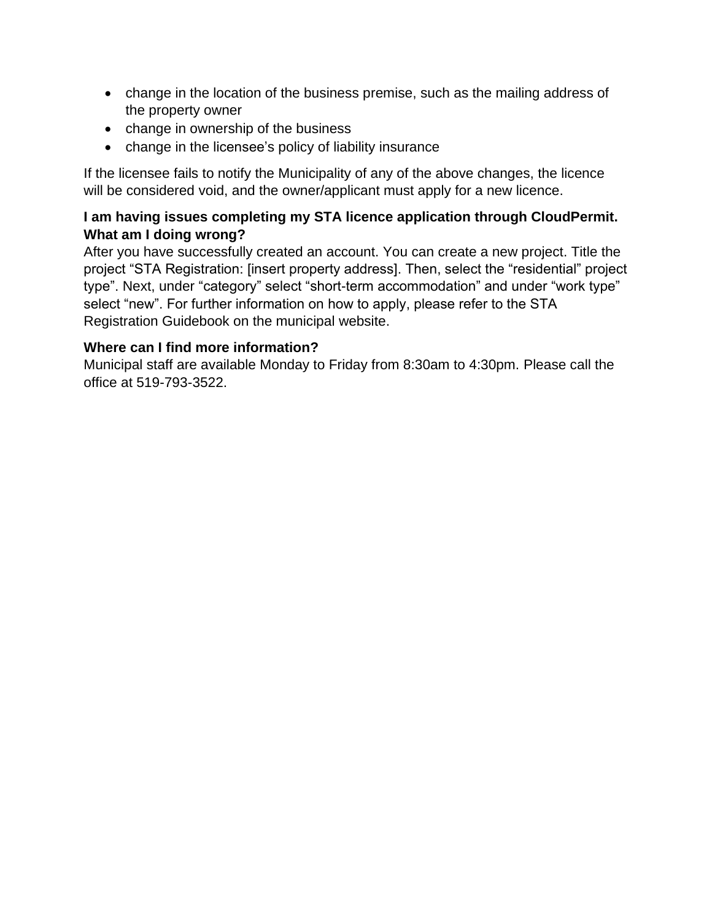- change in the location of the business premise, such as the mailing address of the property owner
- change in ownership of the business
- change in the licensee's policy of liability insurance

If the licensee fails to notify the Municipality of any of the above changes, the licence will be considered void, and the owner/applicant must apply for a new licence.

**I am having issues completing my STA licence application through CloudPermit. What am I doing wrong?**

After you have successfully created an account. You can create a new project. Title the project "STA Registration: [insert property address]. Then, select the "residential" project type". Next, under "category" select "short-term accommodation" and under "work type" select "new". For further information on how to apply, please refer to the STA Registration Guidebook on the municipal website.

**Where can I find more information?**

Municipal staff are available Monday to Friday from 8:30am to 4:30pm. Please call the office at 519-793-3522.